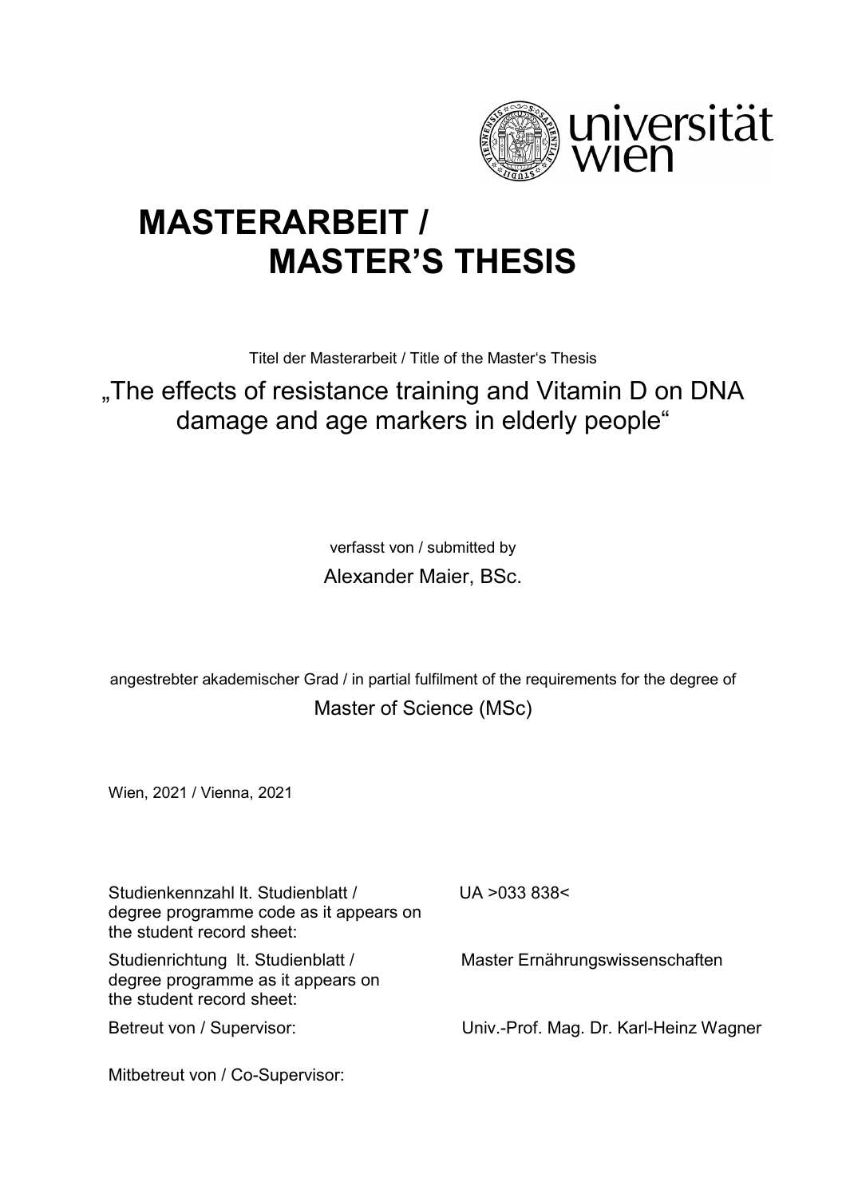universität wien

# MASTERARBEIT / MASTER'S THESIS

Titel der Masterarbeit / Title of the Master's Thesis

„The effects of resistance training and Vitamin D on DNA damage and age markers in elderly people"

verfasst von / submitted by

Alexander Maier, BSc.

angestrebter akademischer Grad / in partial fulfilment of the requirements for the degree of

Master of Science (MSc)

Wien, 2021 / Vienna, 2021

| | |
|---|---|
| Studienkennzahl lt. Studienblatt / degree programme code as it appears on the student record sheet: | UA >033 838< |
| Studienrichtung lt. Studienblatt / degree programme as it appears on the student record sheet: | Master Ernährungswissenschaften |
| Betreut von / Supervisor: | Univ.-Prof. Mag. Dr. Karl-Heinz Wagner |
| Mitbetreut von / Co-Supervisor: | |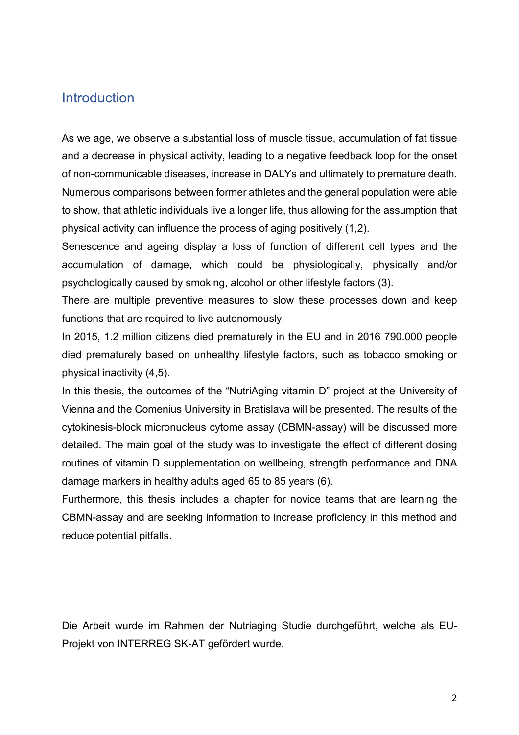## Introduction

As we age, we observe a substantial loss of muscle tissue, accumulation of fat tissue and a decrease in physical activity, leading to a negative feedback loop for the onset of non-communicable diseases, increase in DALYs and ultimately to premature death. Numerous comparisons between former athletes and the general population were able to show, that athletic individuals live a longer life, thus allowing for the assumption that physical activity can influence the process of aging positively (1,2).

Senescence and ageing display a loss of function of different cell types and the accumulation of damage, which could be physiologically, physically and/or psychologically caused by smoking, alcohol or other lifestyle factors (3).

There are multiple preventive measures to slow these processes down and keep functions that are required to live autonomously.

In 2015, 1.2 million citizens died prematurely in the EU and in 2016 790.000 people died prematurely based on unhealthy lifestyle factors, such as tobacco smoking or physical inactivity (4,5).

In this thesis, the outcomes of the "NutriAging vitamin D" project at the University of Vienna and the Comenius University in Bratislava will be presented. The results of the cytokinesis-block micronucleus cytome assay (CBMN-assay) will be discussed more detailed. The main goal of the study was to investigate the effect of different dosing routines of vitamin D supplementation on wellbeing, strength performance and DNA damage markers in healthy adults aged 65 to 85 years (6).

Furthermore, this thesis includes a chapter for novice teams that are learning the CBMN-assay and are seeking information to increase proficiency in this method and reduce potential pitfalls.

Die Arbeit wurde im Rahmen der Nutriaging Studie durchgeführt, welche als EU-Projekt von INTERREG SK-AT gefördert wurde.